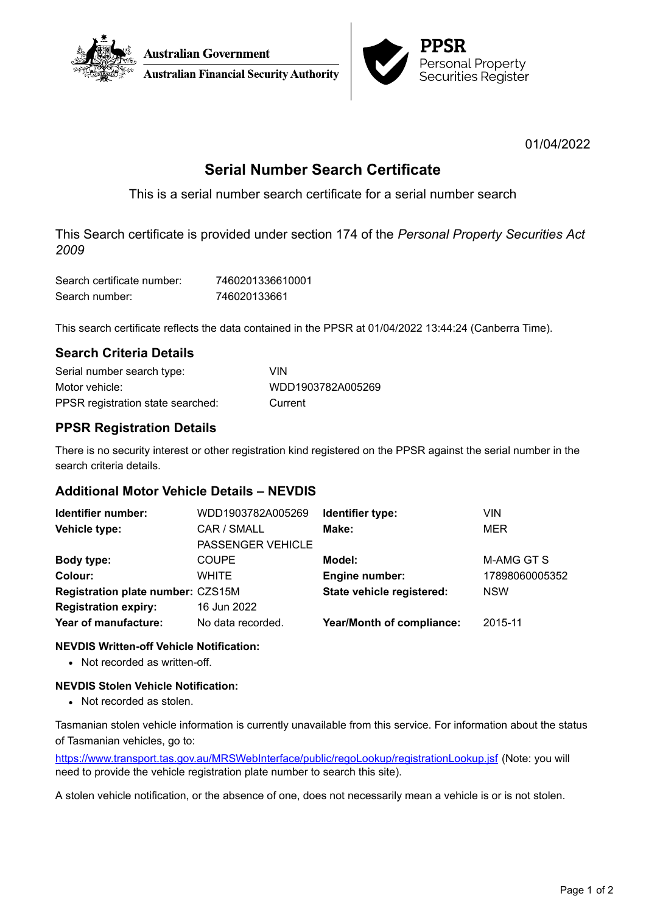Australian Government
Australian Financial Security Authority

**PPSR**
Personal Property Securities Register

01/04/2022

# Serial Number Search Certificate

This is a serial number search certificate for a serial number search

This Search certificate is provided under section 174 of the *Personal Property Securities Act 2009*

| | |
|---|---|
| Search certificate number: | 7460201336610001 |
| Search number: | 746020133661 |

This search certificate reflects the data contained in the PPSR at 01/04/2022 13:44:24 (Canberra Time).

## Search Criteria Details

| | |
|---|---|
| Serial number search type: | VIN |
| Motor vehicle: | WDD1903782A005269 |
| PPSR registration state searched: | Current |

## PPSR Registration Details

There is no security interest or other registration kind registered on the PPSR against the serial number in the search criteria details.

## Additional Motor Vehicle Details – NEVDIS

| | | | |
|---|---|---|---|
| **Identifier number:** | WDD1903782A005269 | **Identifier type:** | VIN |
| **Vehicle type:** | CAR / SMALL PASSENGER VEHICLE | **Make:** | MER |
| **Body type:** | COUPE | **Model:** | M-AMG GT S |
| **Colour:** | WHITE | **Engine number:** | 17898060005352 |
| **Registration plate number:** | CZS15M | **State vehicle registered:** | NSW |
| **Registration expiry:** | 16 Jun 2022 | | |
| **Year of manufacture:** | No data recorded. | **Year/Month of compliance:** | 2015-11 |

**NEVDIS Written-off Vehicle Notification:**

- Not recorded as written-off.

**NEVDIS Stolen Vehicle Notification:**

- Not recorded as stolen.

Tasmanian stolen vehicle information is currently unavailable from this service. For information about the status of Tasmanian vehicles, go to:

https://www.transport.tas.gov.au/MRSWebInterface/public/regoLookup/registrationLookup.jsf (Note: you will need to provide the vehicle registration plate number to search this site).

A stolen vehicle notification, or the absence of one, does not necessarily mean a vehicle is or is not stolen.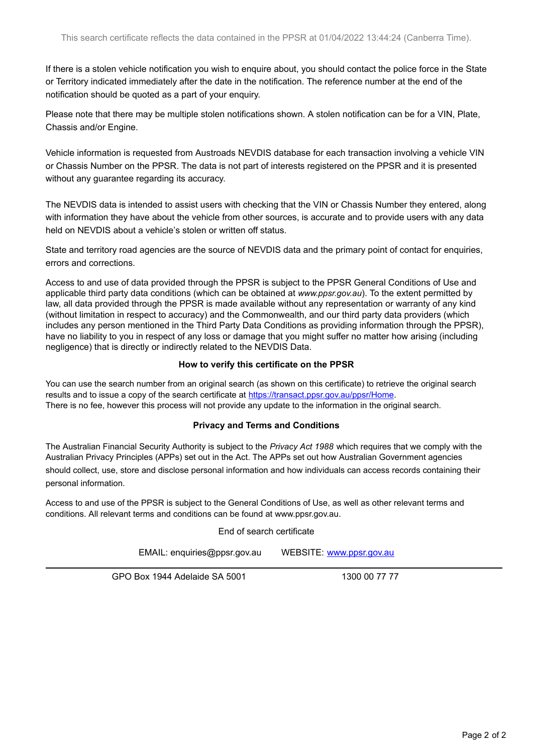This search certificate reflects the data contained in the PPSR at 01/04/2022 13:44:24 (Canberra Time).

If there is a stolen vehicle notification you wish to enquire about, you should contact the police force in the State or Territory indicated immediately after the date in the notification. The reference number at the end of the notification should be quoted as a part of your enquiry.

Please note that there may be multiple stolen notifications shown. A stolen notification can be for a VIN, Plate, Chassis and/or Engine.

Vehicle information is requested from Austroads NEVDIS database for each transaction involving a vehicle VIN or Chassis Number on the PPSR. The data is not part of interests registered on the PPSR and it is presented without any guarantee regarding its accuracy.

The NEVDIS data is intended to assist users with checking that the VIN or Chassis Number they entered, along with information they have about the vehicle from other sources, is accurate and to provide users with any data held on NEVDIS about a vehicle's stolen or written off status.

State and territory road agencies are the source of NEVDIS data and the primary point of contact for enquiries, errors and corrections.

Access to and use of data provided through the PPSR is subject to the PPSR General Conditions of Use and applicable third party data conditions (which can be obtained at *www.ppsr.gov.au*). To the extent permitted by law, all data provided through the PPSR is made available without any representation or warranty of any kind (without limitation in respect to accuracy) and the Commonwealth, and our third party data providers (which includes any person mentioned in the Third Party Data Conditions as providing information through the PPSR), have no liability to you in respect of any loss or damage that you might suffer no matter how arising (including negligence) that is directly or indirectly related to the NEVDIS Data.

**How to verify this certificate on the PPSR**

You can use the search number from an original search (as shown on this certificate) to retrieve the original search results and to issue a copy of the search certificate at https://transact.ppsr.gov.au/ppsr/Home.
There is no fee, however this process will not provide any update to the information in the original search.

**Privacy and Terms and Conditions**

The Australian Financial Security Authority is subject to the *Privacy Act 1988* which requires that we comply with the Australian Privacy Principles (APPs) set out in the Act. The APPs set out how Australian Government agencies should collect, use, store and disclose personal information and how individuals can access records containing their personal information.

Access to and use of the PPSR is subject to the General Conditions of Use, as well as other relevant terms and conditions. All relevant terms and conditions can be found at www.ppsr.gov.au.

End of search certificate

EMAIL: enquiries@ppsr.gov.au WEBSITE: www.ppsr.gov.au

GPO Box 1944 Adelaide SA 5001 1300 00 77 77